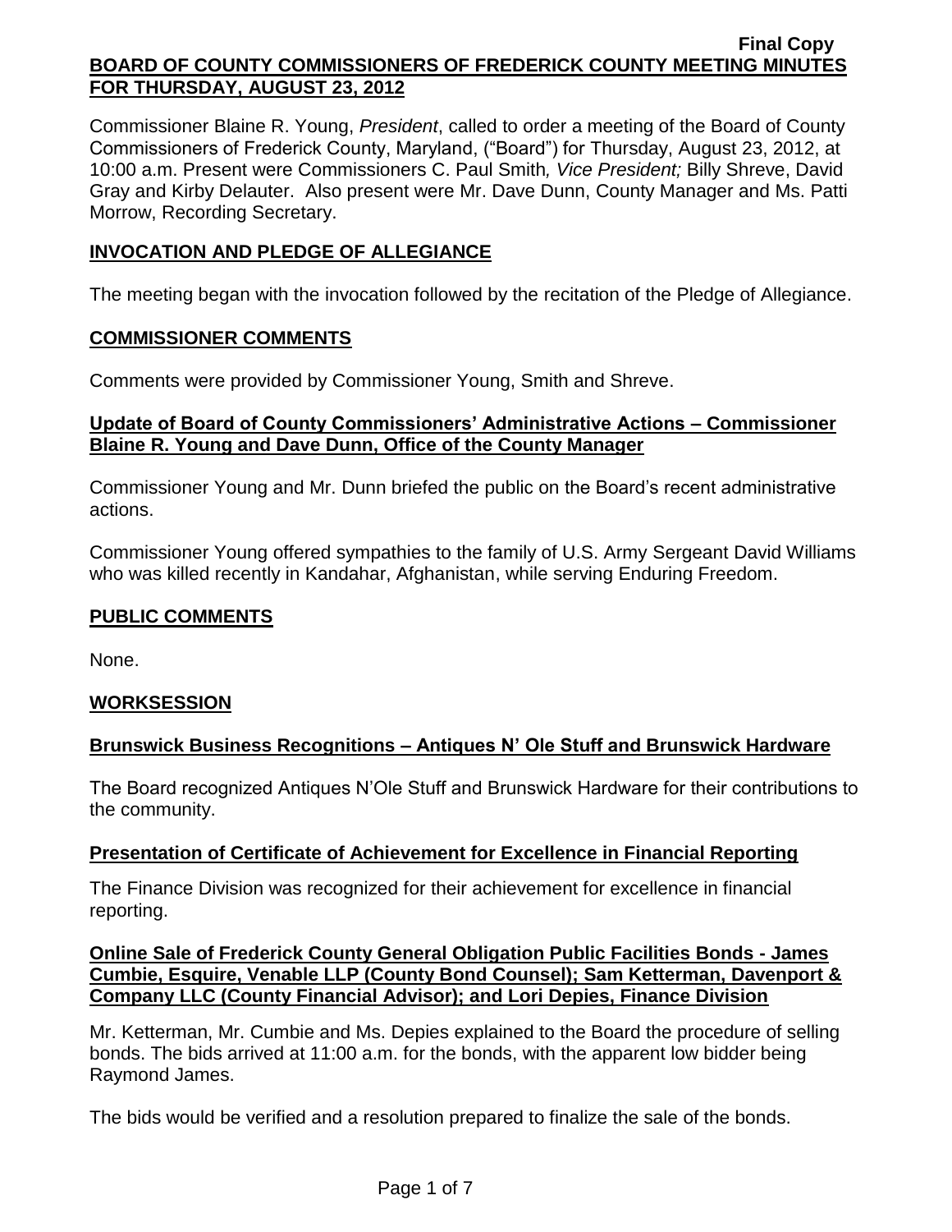Final Copy

**BOARD OF COUNTY COMMISSIONERS OF FREDERICK COUNTY MEETING MINUTES FOR THURSDAY, AUGUST 23, 2012**

Commissioner Blaine R. Young, *President*, called to order a meeting of the Board of County Commissioners of Frederick County, Maryland, ("Board") for Thursday, August 23, 2012, at 10:00 a.m. Present were Commissioners C. Paul Smith*, Vice President;* Billy Shreve, David Gray and Kirby Delauter. Also present were Mr. Dave Dunn, County Manager and Ms. Patti Morrow, Recording Secretary.

## INVOCATION AND PLEDGE OF ALLEGIANCE

The meeting began with the invocation followed by the recitation of the Pledge of Allegiance.

## COMMISSIONER COMMENTS

Comments were provided by Commissioner Young, Smith and Shreve.

### Update of Board of County Commissioners' Administrative Actions – Commissioner Blaine R. Young and Dave Dunn, Office of the County Manager

Commissioner Young and Mr. Dunn briefed the public on the Board's recent administrative actions.

Commissioner Young offered sympathies to the family of U.S. Army Sergeant David Williams who was killed recently in Kandahar, Afghanistan, while serving Enduring Freedom.

## PUBLIC COMMENTS

None.

## WORKSESSION

### Brunswick Business Recognitions – Antiques N' Ole Stuff and Brunswick Hardware

The Board recognized Antiques N'Ole Stuff and Brunswick Hardware for their contributions to the community.

### Presentation of Certificate of Achievement for Excellence in Financial Reporting

The Finance Division was recognized for their achievement for excellence in financial reporting.

### Online Sale of Frederick County General Obligation Public Facilities Bonds - James Cumbie, Esquire, Venable LLP (County Bond Counsel); Sam Ketterman, Davenport & Company LLC (County Financial Advisor); and Lori Depies, Finance Division

Mr. Ketterman, Mr. Cumbie and Ms. Depies explained to the Board the procedure of selling bonds. The bids arrived at 11:00 a.m. for the bonds, with the apparent low bidder being Raymond James.

The bids would be verified and a resolution prepared to finalize the sale of the bonds.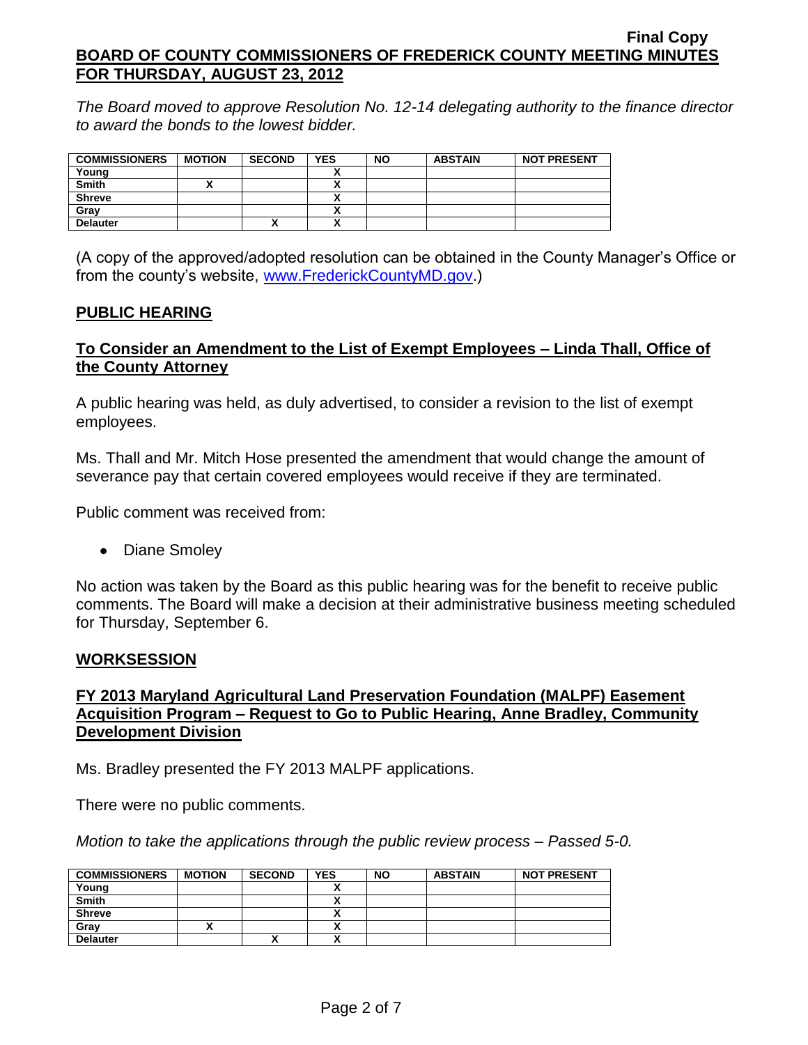*The Board moved to approve Resolution No. 12-14 delegating authority to the finance director to award the bonds to the lowest bidder.*

| COMMISSIONERS | MOTION | SECOND | YES | NO | ABSTAIN | NOT PRESENT |
|---|---|---|---|---|---|---|
| Young | | | X | | | |
| Smith | X | | X | | | |
| Shreve | | | X | | | |
| Gray | | | X | | | |
| Delauter | | X | X | | | |

(A copy of the approved/adopted resolution can be obtained in the County Manager's Office or from the county's website, www.FrederickCountyMD.gov.)

## PUBLIC HEARING

### To Consider an Amendment to the List of Exempt Employees – Linda Thall, Office of the County Attorney

A public hearing was held, as duly advertised, to consider a revision to the list of exempt employees.

Ms. Thall and Mr. Mitch Hose presented the amendment that would change the amount of severance pay that certain covered employees would receive if they are terminated.

Public comment was received from:

- Diane Smoley

No action was taken by the Board as this public hearing was for the benefit to receive public comments. The Board will make a decision at their administrative business meeting scheduled for Thursday, September 6.

## WORKSESSION

### FY 2013 Maryland Agricultural Land Preservation Foundation (MALPF) Easement Acquisition Program – Request to Go to Public Hearing, Anne Bradley, Community Development Division

Ms. Bradley presented the FY 2013 MALPF applications.

There were no public comments.

*Motion to take the applications through the public review process – Passed 5-0.*

| COMMISSIONERS | MOTION | SECOND | YES | NO | ABSTAIN | NOT PRESENT |
|---|---|---|---|---|---|---|
| Young | | | X | | | |
| Smith | | | X | | | |
| Shreve | | | X | | | |
| Gray | X | | X | | | |
| Delauter | | X | X | | | |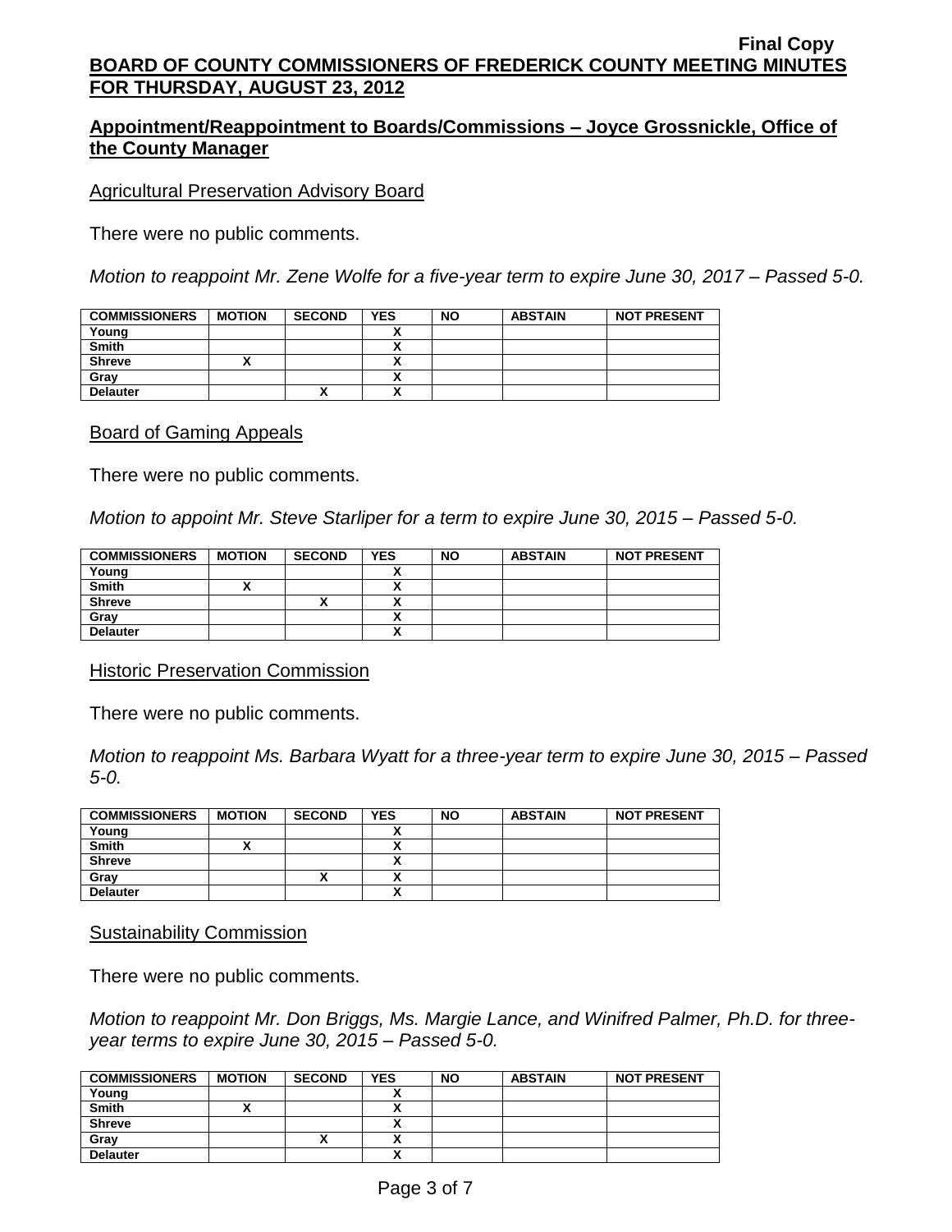**Final Copy**

**BOARD OF COUNTY COMMISSIONERS OF FREDERICK COUNTY MEETING MINUTES FOR THURSDAY, AUGUST 23, 2012**

## Appointment/Reappointment to Boards/Commissions – Joyce Grossnickle, Office of the County Manager

Agricultural Preservation Advisory Board

There were no public comments.

*Motion to reappoint Mr. Zene Wolfe for a five-year term to expire June 30, 2017 – Passed 5-0.*

| COMMISSIONERS | MOTION | SECOND | YES | NO | ABSTAIN | NOT PRESENT |
|---|---|---|---|---|---|---|
| Young | | | X | | | |
| Smith | | | X | | | |
| Shreve | X | | X | | | |
| Gray | | | X | | | |
| Delauter | | X | X | | | |

Board of Gaming Appeals

There were no public comments.

*Motion to appoint Mr. Steve Starliper for a term to expire June 30, 2015 – Passed 5-0.*

| COMMISSIONERS | MOTION | SECOND | YES | NO | ABSTAIN | NOT PRESENT |
|---|---|---|---|---|---|---|
| Young | | | X | | | |
| Smith | X | | X | | | |
| Shreve | | X | X | | | |
| Gray | | | X | | | |
| Delauter | | | X | | | |

Historic Preservation Commission

There were no public comments.

*Motion to reappoint Ms. Barbara Wyatt for a three-year term to expire June 30, 2015 – Passed 5-0.*

| COMMISSIONERS | MOTION | SECOND | YES | NO | ABSTAIN | NOT PRESENT |
|---|---|---|---|---|---|---|
| Young | | | X | | | |
| Smith | X | | X | | | |
| Shreve | | | X | | | |
| Gray | | X | X | | | |
| Delauter | | | X | | | |

Sustainability Commission

There were no public comments.

*Motion to reappoint Mr. Don Briggs, Ms. Margie Lance, and Winifred Palmer, Ph.D. for three-year terms to expire June 30, 2015 – Passed 5-0.*

| COMMISSIONERS | MOTION | SECOND | YES | NO | ABSTAIN | NOT PRESENT |
|---|---|---|---|---|---|---|
| Young | | | X | | | |
| Smith | X | | X | | | |
| Shreve | | | X | | | |
| Gray | | X | X | | | |
| Delauter | | | X | | | |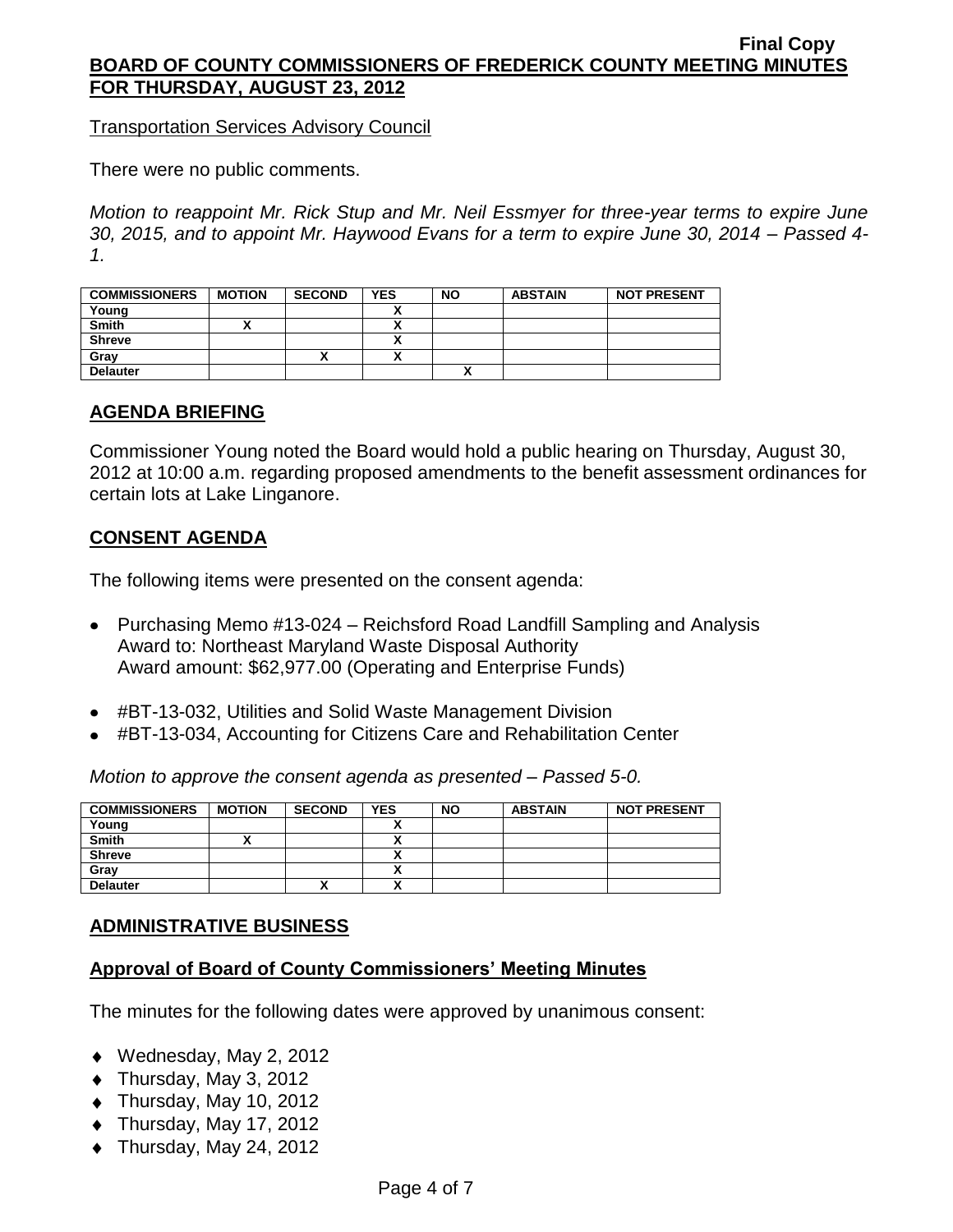Transportation Services Advisory Council

There were no public comments.

*Motion to reappoint Mr. Rick Stup and Mr. Neil Essmyer for three-year terms to expire June 30, 2015, and to appoint Mr. Haywood Evans for a term to expire June 30, 2014 – Passed 4-1.*

| COMMISSIONERS | MOTION | SECOND | YES | NO | ABSTAIN | NOT PRESENT |
|---|---|---|---|---|---|---|
| Young | | | X | | | |
| Smith | X | | X | | | |
| Shreve | | | X | | | |
| Gray | | X | X | | | |
| Delauter | | | | X | | |

## AGENDA BRIEFING

Commissioner Young noted the Board would hold a public hearing on Thursday, August 30, 2012 at 10:00 a.m. regarding proposed amendments to the benefit assessment ordinances for certain lots at Lake Linganore.

## CONSENT AGENDA

The following items were presented on the consent agenda:

- Purchasing Memo #13-024 – Reichsford Road Landfill Sampling and Analysis
  Award to: Northeast Maryland Waste Disposal Authority
  Award amount: $62,977.00 (Operating and Enterprise Funds)

- #BT-13-032, Utilities and Solid Waste Management Division
- #BT-13-034, Accounting for Citizens Care and Rehabilitation Center

*Motion to approve the consent agenda as presented – Passed 5-0.*

| COMMISSIONERS | MOTION | SECOND | YES | NO | ABSTAIN | NOT PRESENT |
|---|---|---|---|---|---|---|
| Young | | | X | | | |
| Smith | X | | X | | | |
| Shreve | | | X | | | |
| Gray | | | X | | | |
| Delauter | | X | X | | | |

## ADMINISTRATIVE BUSINESS

### Approval of Board of County Commissioners' Meeting Minutes

The minutes for the following dates were approved by unanimous consent:

- Wednesday, May 2, 2012
- Thursday, May 3, 2012
- Thursday, May 10, 2012
- Thursday, May 17, 2012
- Thursday, May 24, 2012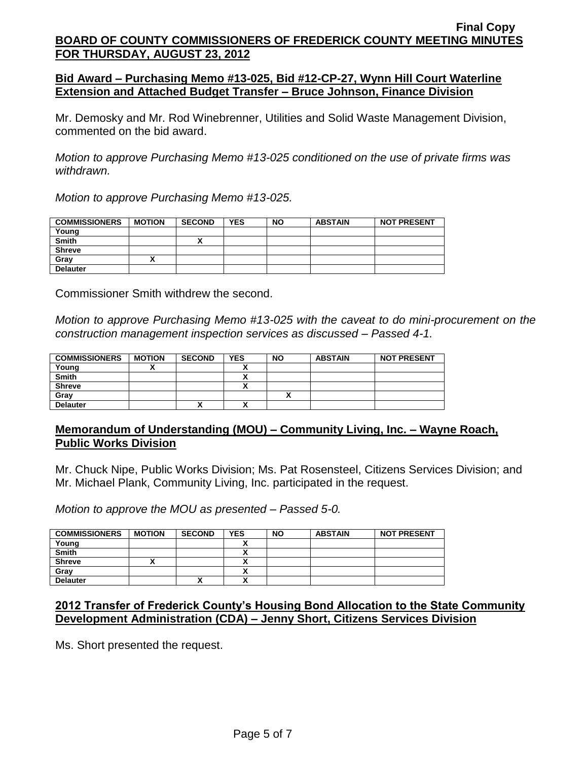## Bid Award – Purchasing Memo #13-025, Bid #12-CP-27, Wynn Hill Court Waterline Extension and Attached Budget Transfer – Bruce Johnson, Finance Division

Mr. Demosky and Mr. Rod Winebrenner, Utilities and Solid Waste Management Division, commented on the bid award.

*Motion to approve Purchasing Memo #13-025 conditioned on the use of private firms was withdrawn.*

*Motion to approve Purchasing Memo #13-025.*

| COMMISSIONERS | MOTION | SECOND | YES | NO | ABSTAIN | NOT PRESENT |
|---|---|---|---|---|---|---|
| Young | | | | | | |
| Smith | | X | | | | |
| Shreve | | | | | | |
| Gray | X | | | | | |
| Delauter | | | | | | |

Commissioner Smith withdrew the second.

*Motion to approve Purchasing Memo #13-025 with the caveat to do mini-procurement on the construction management inspection services as discussed – Passed 4-1.*

| COMMISSIONERS | MOTION | SECOND | YES | NO | ABSTAIN | NOT PRESENT |
|---|---|---|---|---|---|---|
| Young | X | | X | | | |
| Smith | | | X | | | |
| Shreve | | | X | | | |
| Gray | | | | X | | |
| Delauter | | X | X | | | |

## Memorandum of Understanding (MOU) – Community Living, Inc. – Wayne Roach, Public Works Division

Mr. Chuck Nipe, Public Works Division; Ms. Pat Rosensteel, Citizens Services Division; and Mr. Michael Plank, Community Living, Inc. participated in the request.

*Motion to approve the MOU as presented – Passed 5-0.*

| COMMISSIONERS | MOTION | SECOND | YES | NO | ABSTAIN | NOT PRESENT |
|---|---|---|---|---|---|---|
| Young | | | X | | | |
| Smith | | | X | | | |
| Shreve | X | | X | | | |
| Gray | | | X | | | |
| Delauter | | X | X | | | |

## 2012 Transfer of Frederick County's Housing Bond Allocation to the State Community Development Administration (CDA) – Jenny Short, Citizens Services Division

Ms. Short presented the request.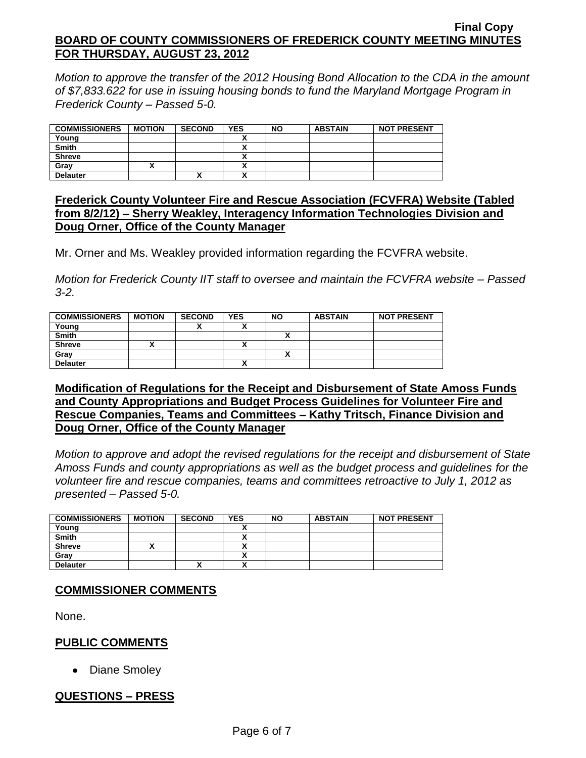Motion to approve the transfer of the 2012 Housing Bond Allocation to the CDA in the amount of $7,833.622 for use in issuing housing bonds to fund the Maryland Mortgage Program in Frederick County – Passed 5-0.*

| COMMISSIONERS | MOTION | SECOND | YES | NO | ABSTAIN | NOT PRESENT |
|---|---|---|---|---|---|---|
| Young | | | X | | | |
| Smith | | | X | | | |
| Shreve | | | X | | | |
| Gray | X | | X | | | |
| Delauter | | X | X | | | |

## Frederick County Volunteer Fire and Rescue Association (FCVFRA) Website (Tabled from 8/2/12) – Sherry Weakley, Interagency Information Technologies Division and Doug Orner, Office of the County Manager

Mr. Orner and Ms. Weakley provided information regarding the FCVFRA website.

*Motion for Frederick County IIT staff to oversee and maintain the FCVFRA website – Passed 3-2.*

| COMMISSIONERS | MOTION | SECOND | YES | NO | ABSTAIN | NOT PRESENT |
|---|---|---|---|---|---|---|
| Young | | X | X | | | |
| Smith | | | | X | | |
| Shreve | X | | X | | | |
| Gray | | | | X | | |
| Delauter | | | X | | | |

## Modification of Regulations for the Receipt and Disbursement of State Amoss Funds and County Appropriations and Budget Process Guidelines for Volunteer Fire and Rescue Companies, Teams and Committees – Kathy Tritsch, Finance Division and Doug Orner, Office of the County Manager

*Motion to approve and adopt the revised regulations for the receipt and disbursement of State Amoss Funds and county appropriations as well as the budget process and guidelines for the volunteer fire and rescue companies, teams and committees retroactive to July 1, 2012 as presented – Passed 5-0.*

| COMMISSIONERS | MOTION | SECOND | YES | NO | ABSTAIN | NOT PRESENT |
|---|---|---|---|---|---|---|
| Young | | | X | | | |
| Smith | | | X | | | |
| Shreve | X | | X | | | |
| Gray | | | X | | | |
| Delauter | | X | X | | | |

## COMMISSIONER COMMENTS

None.

## PUBLIC COMMENTS

- Diane Smoley

## QUESTIONS – PRESS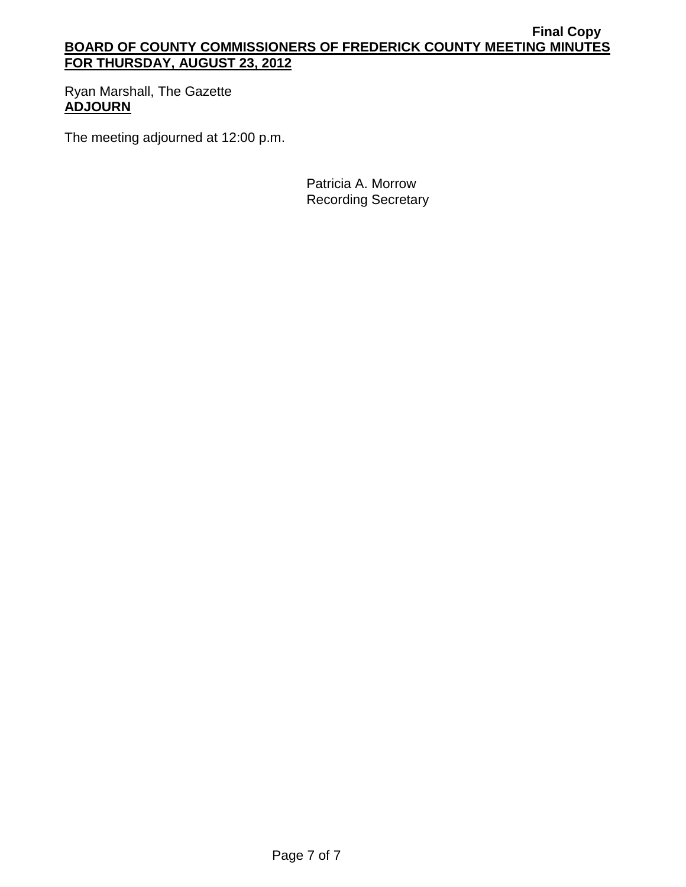Ryan Marshall, The Gazette

**ADJOURN**

The meeting adjourned at 12:00 p.m.

Patricia A. Morrow
Recording Secretary